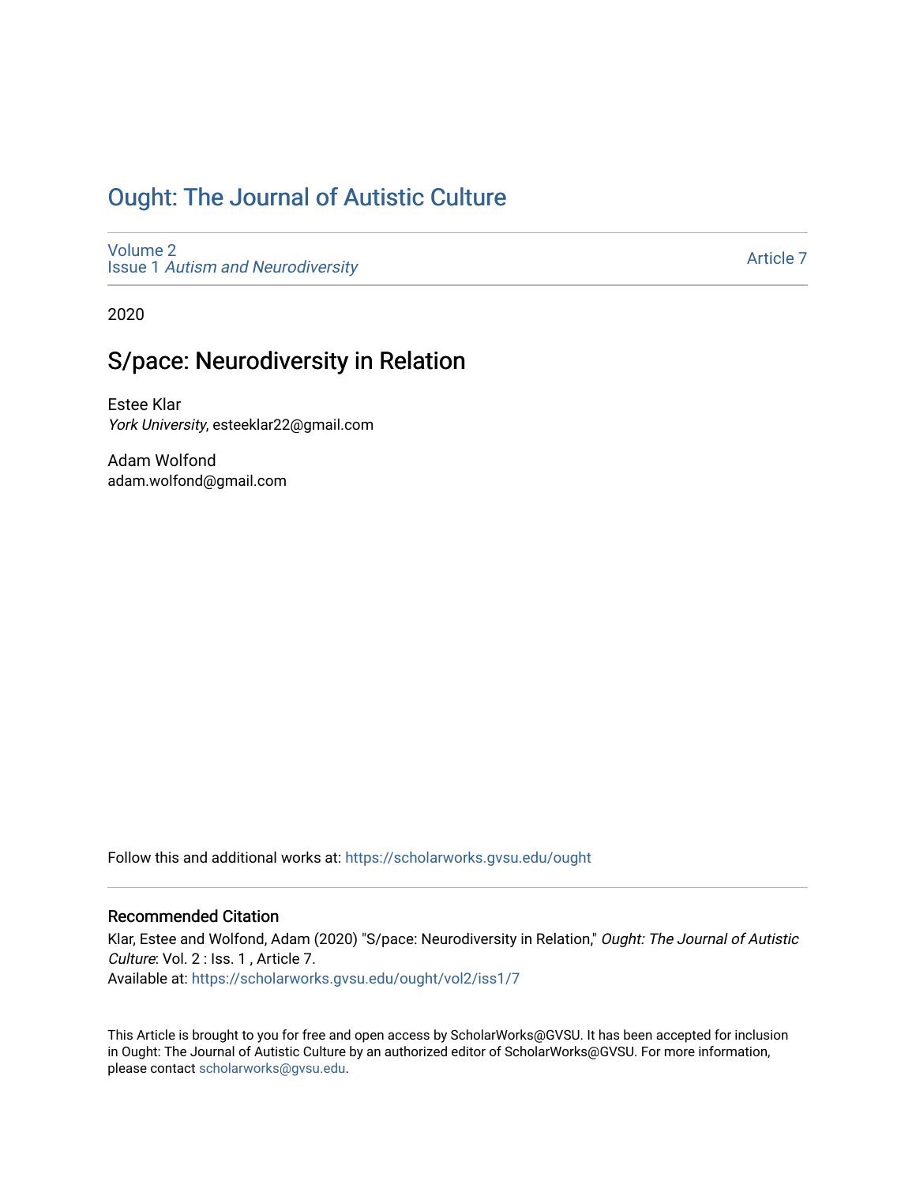# Ought: The Journal of Autistic Culture

Volume 2
Issue 1 *Autism and Neurodiversity*

Article 7

2020

## S/pace: Neurodiversity in Relation

Estee Klar
*York University*, esteeklar22@gmail.com

Adam Wolfond
adam.wolfond@gmail.com

Follow this and additional works at: https://scholarworks.gvsu.edu/ought

### Recommended Citation

Klar, Estee and Wolfond, Adam (2020) "S/pace: Neurodiversity in Relation," *Ought: The Journal of Autistic Culture*: Vol. 2 : Iss. 1 , Article 7.
Available at: https://scholarworks.gvsu.edu/ought/vol2/iss1/7

This Article is brought to you for free and open access by ScholarWorks@GVSU. It has been accepted for inclusion in Ought: The Journal of Autistic Culture by an authorized editor of ScholarWorks@GVSU. For more information, please contact scholarworks@gvsu.edu.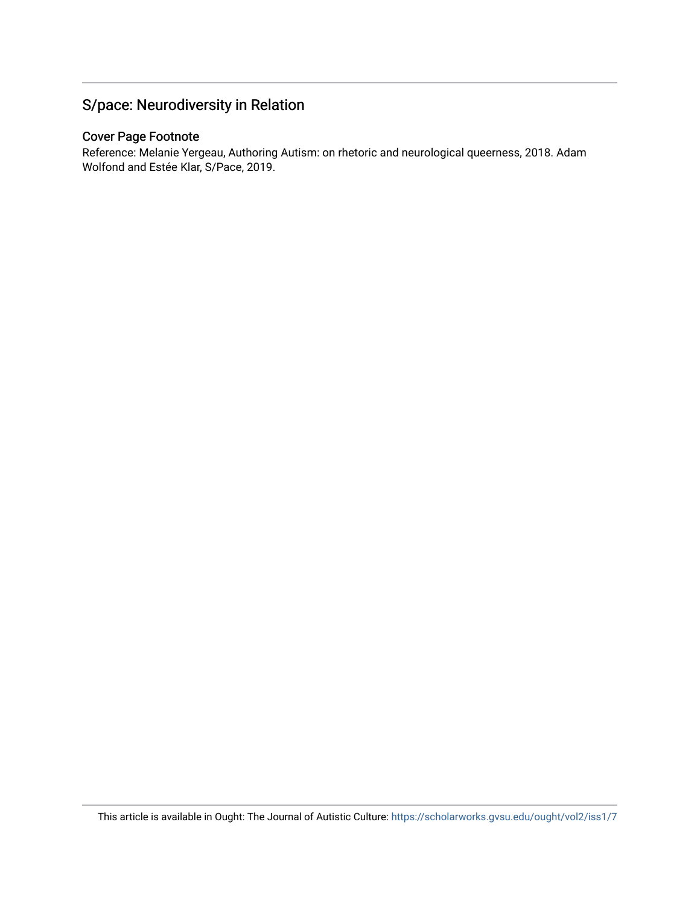## S/pace: Neurodiversity in Relation

### Cover Page Footnote

Reference: Melanie Yergeau, Authoring Autism: on rhetoric and neurological queerness, 2018. Adam Wolfond and Estée Klar, S/Pace, 2019.

This article is available in Ought: The Journal of Autistic Culture: https://scholarworks.gvsu.edu/ought/vol2/iss1/7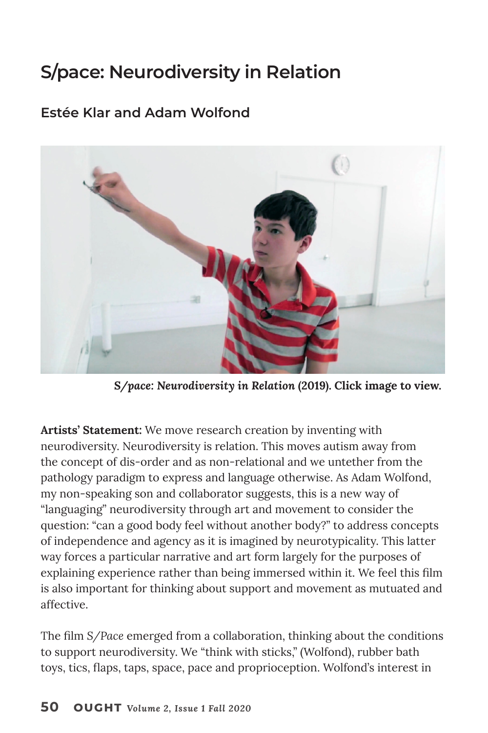# S/pace: Neurodiversity in Relation

## Estée Klar and Adam Wolfond

*S/pace: Neurodiversity in Relation* **(2019). Click image to view.**

**Artists' Statement:** We move research creation by inventing with neurodiversity. Neurodiversity is relation. This moves autism away from the concept of dis-order and as non-relational and we untether from the pathology paradigm to express and language otherwise. As Adam Wolfond, my non-speaking son and collaborator suggests, this is a new way of "languaging" neurodiversity through art and movement to consider the question: "can a good body feel without another body?" to address concepts of independence and agency as it is imagined by neurotypicality. This latter way forces a particular narrative and art form largely for the purposes of explaining experience rather than being immersed within it. We feel this film is also important for thinking about support and movement as mutuated and affective.

The film *S/Pace* emerged from a collaboration, thinking about the conditions to support neurodiversity. We "think with sticks," (Wolfond), rubber bath toys, tics, flaps, taps, space, pace and proprioception. Wolfond's interest in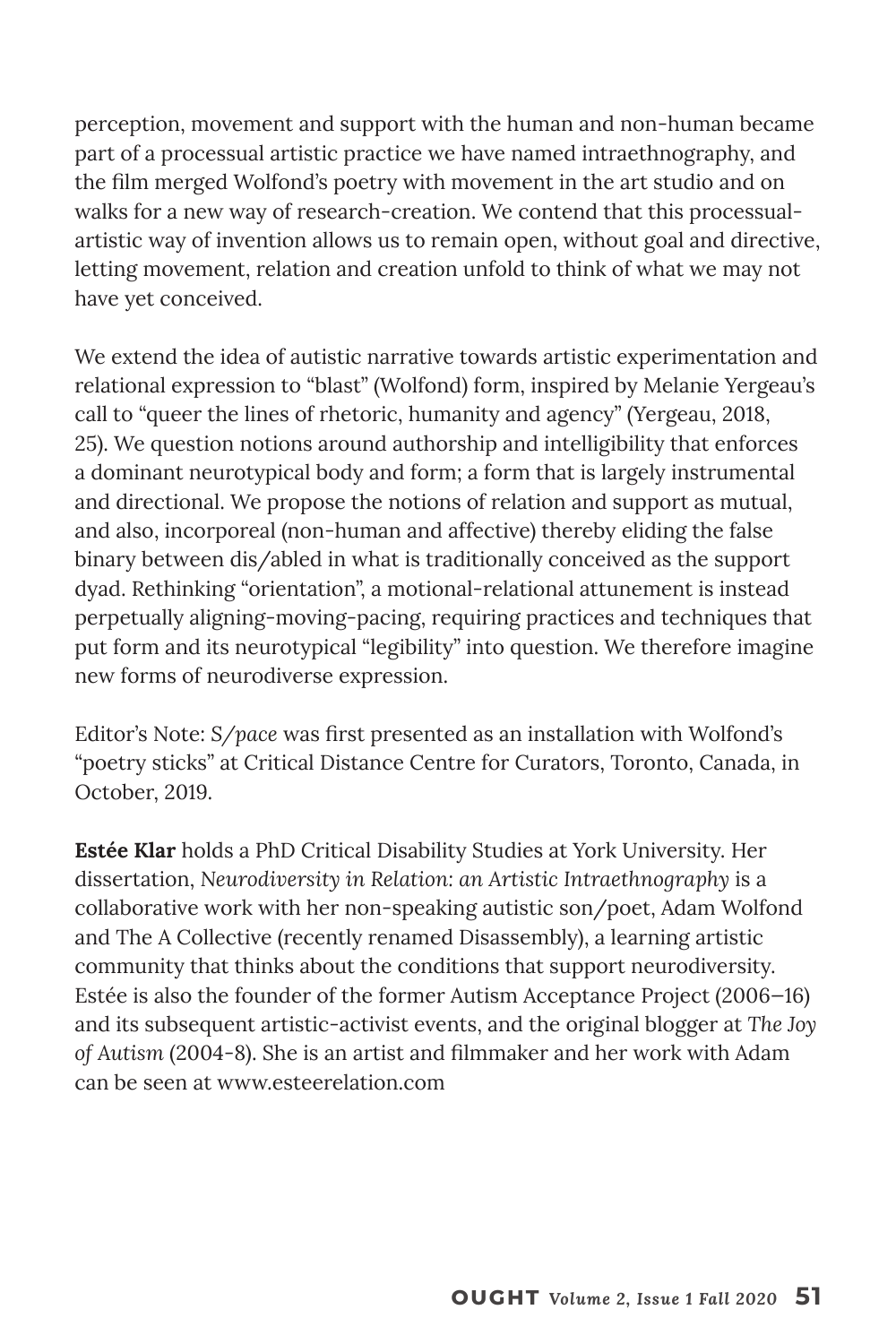perception, movement and support with the human and non-human became part of a processual artistic practice we have named intraethnography, and the film merged Wolfond's poetry with movement in the art studio and on walks for a new way of research-creation. We contend that this processual-artistic way of invention allows us to remain open, without goal and directive, letting movement, relation and creation unfold to think of what we may not have yet conceived.

We extend the idea of autistic narrative towards artistic experimentation and relational expression to "blast" (Wolfond) form, inspired by Melanie Yergeau's call to "queer the lines of rhetoric, humanity and agency" (Yergeau, 2018, 25). We question notions around authorship and intelligibility that enforces a dominant neurotypical body and form; a form that is largely instrumental and directional. We propose the notions of relation and support as mutual, and also, incorporeal (non-human and affective) thereby eliding the false binary between dis/abled in what is traditionally conceived as the support dyad. Rethinking "orientation", a motional-relational attunement is instead perpetually aligning-moving-pacing, requiring practices and techniques that put form and its neurotypical "legibility" into question. We therefore imagine new forms of neurodiverse expression.

Editor's Note: *S/pace* was first presented as an installation with Wolfond's "poetry sticks" at Critical Distance Centre for Curators, Toronto, Canada, in October, 2019.

**Estée Klar** holds a PhD Critical Disability Studies at York University. Her dissertation, *Neurodiversity in Relation: an Artistic Intraethnography* is a collaborative work with her non-speaking autistic son/poet, Adam Wolfond and The A Collective (recently renamed Disassembly), a learning artistic community that thinks about the conditions that support neurodiversity. Estée is also the founder of the former Autism Acceptance Project (2006–16) and its subsequent artistic-activist events, and the original blogger at *The Joy of Autism* (2004-8). She is an artist and filmmaker and her work with Adam can be seen at www.esteerelation.com